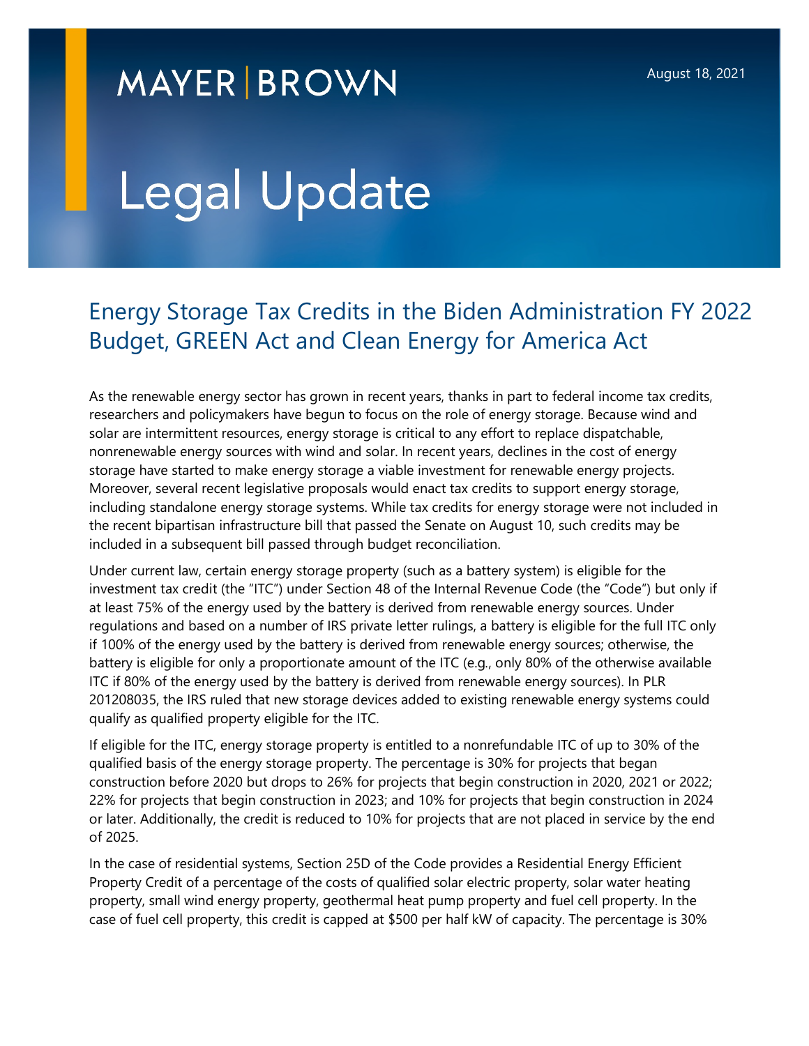MAYER | BROWN

August 18, 2021

# Legal Update

## Energy Storage Tax Credits in the Biden Administration FY 2022 Budget, GREEN Act and Clean Energy for America Act

As the renewable energy sector has grown in recent years, thanks in part to federal income tax credits, researchers and policymakers have begun to focus on the role of energy storage. Because wind and solar are intermittent resources, energy storage is critical to any effort to replace dispatchable, nonrenewable energy sources with wind and solar. In recent years, declines in the cost of energy storage have started to make energy storage a viable investment for renewable energy projects. Moreover, several recent legislative proposals would enact tax credits to support energy storage, including standalone energy storage systems. While tax credits for energy storage were not included in the recent bipartisan infrastructure bill that passed the Senate on August 10, such credits may be included in a subsequent bill passed through budget reconciliation.

Under current law, certain energy storage property (such as a battery system) is eligible for the investment tax credit (the "ITC") under Section 48 of the Internal Revenue Code (the "Code") but only if at least 75% of the energy used by the battery is derived from renewable energy sources. Under regulations and based on a number of IRS private letter rulings, a battery is eligible for the full ITC only if 100% of the energy used by the battery is derived from renewable energy sources; otherwise, the battery is eligible for only a proportionate amount of the ITC (e.g., only 80% of the otherwise available ITC if 80% of the energy used by the battery is derived from renewable energy sources). In PLR 201208035, the IRS ruled that new storage devices added to existing renewable energy systems could qualify as qualified property eligible for the ITC.

If eligible for the ITC, energy storage property is entitled to a nonrefundable ITC of up to 30% of the qualified basis of the energy storage property. The percentage is 30% for projects that began construction before 2020 but drops to 26% for projects that begin construction in 2020, 2021 or 2022; 22% for projects that begin construction in 2023; and 10% for projects that begin construction in 2024 or later. Additionally, the credit is reduced to 10% for projects that are not placed in service by the end of 2025.

In the case of residential systems, Section 25D of the Code provides a Residential Energy Efficient Property Credit of a percentage of the costs of qualified solar electric property, solar water heating property, small wind energy property, geothermal heat pump property and fuel cell property. In the case of fuel cell property, this credit is capped at $500 per half kW of capacity. The percentage is 30%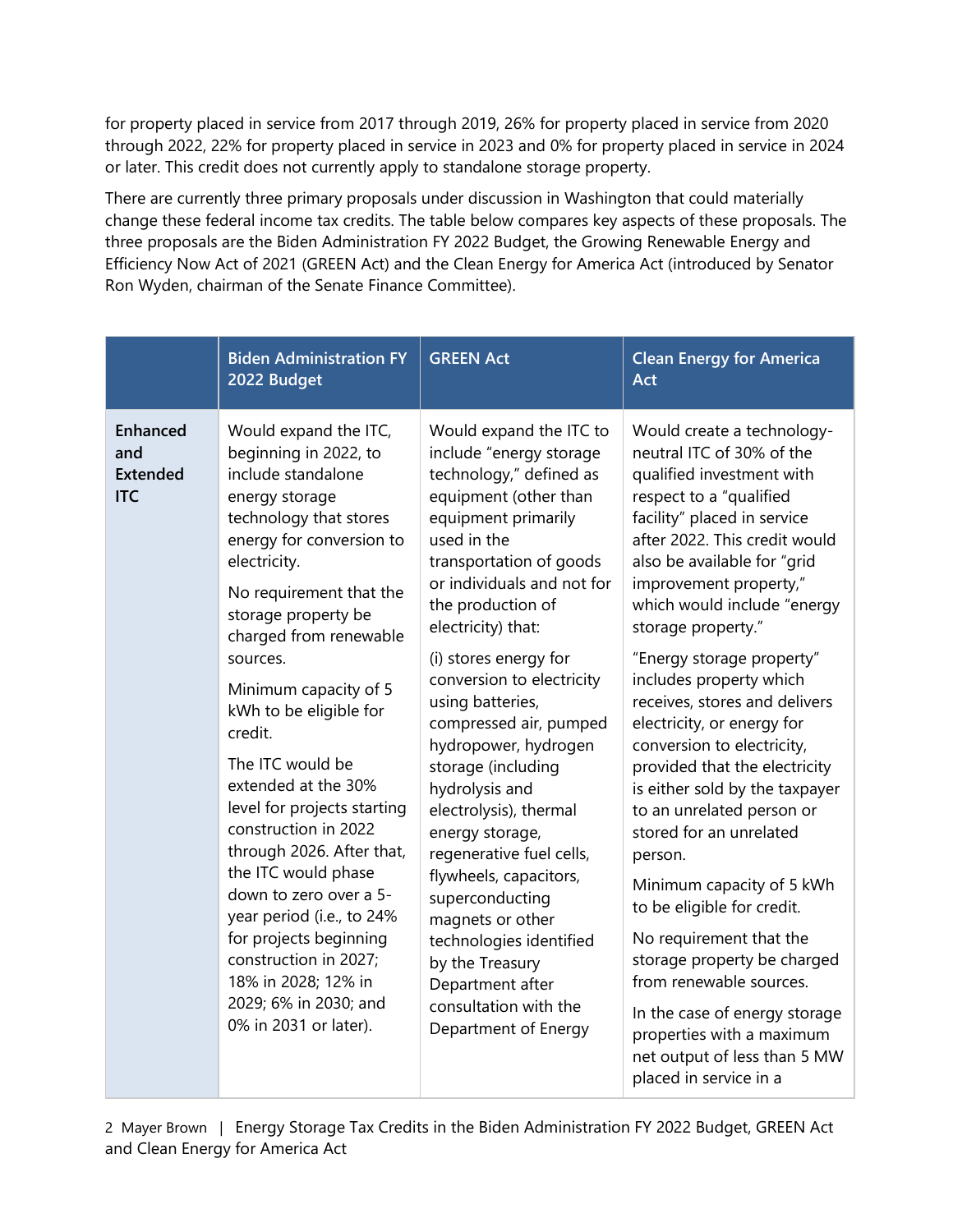for property placed in service from 2017 through 2019, 26% for property placed in service from 2020 through 2022, 22% for property placed in service in 2023 and 0% for property placed in service in 2024 or later. This credit does not currently apply to standalone storage property.

There are currently three primary proposals under discussion in Washington that could materially change these federal income tax credits. The table below compares key aspects of these proposals. The three proposals are the Biden Administration FY 2022 Budget, the Growing Renewable Energy and Efficiency Now Act of 2021 (GREEN Act) and the Clean Energy for America Act (introduced by Senator Ron Wyden, chairman of the Senate Finance Committee).

| | Biden Administration FY 2022 Budget | GREEN Act | Clean Energy for America Act |
|---|---|---|---|
| **Enhanced and Extended ITC** | Would expand the ITC, beginning in 2022, to include standalone energy storage technology that stores energy for conversion to electricity.<br><br>No requirement that the storage property be charged from renewable sources.<br><br>Minimum capacity of 5 kWh to be eligible for credit.<br><br>The ITC would be extended at the 30% level for projects starting construction in 2022 through 2026. After that, the ITC would phase down to zero over a 5-year period (i.e., to 24% for projects beginning construction in 2027; 18% in 2028; 12% in 2029; 6% in 2030; and 0% in 2031 or later). | Would expand the ITC to include "energy storage technology," defined as equipment (other than equipment primarily used in the transportation of goods or individuals and not for the production of electricity) that:<br><br>(i) stores energy for conversion to electricity using batteries, compressed air, pumped hydropower, hydrogen storage (including hydrolysis and electrolysis), thermal energy storage, regenerative fuel cells, flywheels, capacitors, superconducting magnets or other technologies identified by the Treasury Department after consultation with the Department of Energy | Would create a technology-neutral ITC of 30% of the qualified investment with respect to a "qualified facility" placed in service after 2022. This credit would also be available for "grid improvement property," which would include "energy storage property."<br><br>"Energy storage property" includes property which receives, stores and delivers electricity, or energy for conversion to electricity, provided that the electricity is either sold by the taxpayer to an unrelated person or stored for an unrelated person.<br><br>Minimum capacity of 5 kWh to be eligible for credit.<br><br>No requirement that the storage property be charged from renewable sources.<br><br>In the case of energy storage properties with a maximum net output of less than 5 MW placed in service in a |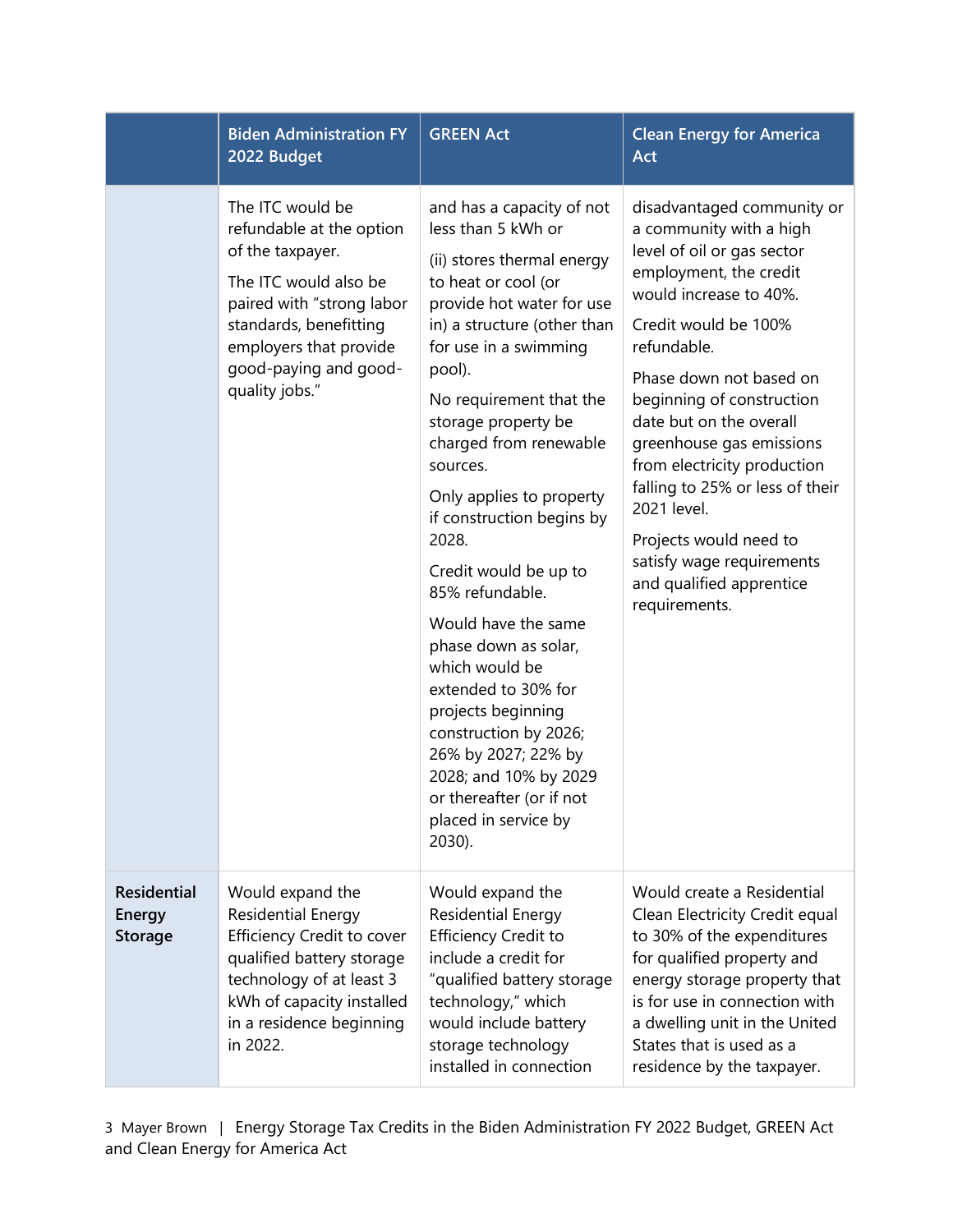| | Biden Administration FY 2022 Budget | GREEN Act | Clean Energy for America Act |
|---|---|---|---|
| | The ITC would be refundable at the option of the taxpayer.<br><br>The ITC would also be paired with "strong labor standards, benefitting employers that provide good-paying and good-quality jobs." | and has a capacity of not less than 5 kWh or<br><br>(ii) stores thermal energy to heat or cool (or provide hot water for use in) a structure (other than for use in a swimming pool).<br><br>No requirement that the storage property be charged from renewable sources.<br><br>Only applies to property if construction begins by 2028.<br><br>Credit would be up to 85% refundable.<br><br>Would have the same phase down as solar, which would be extended to 30% for projects beginning construction by 2026; 26% by 2027; 22% by 2028; and 10% by 2029 or thereafter (or if not placed in service by 2030). | disadvantaged community or a community with a high level of oil or gas sector employment, the credit would increase to 40%.<br><br>Credit would be 100% refundable.<br><br>Phase down not based on beginning of construction date but on the overall greenhouse gas emissions from electricity production falling to 25% or less of their 2021 level.<br><br>Projects would need to satisfy wage requirements and qualified apprentice requirements. |
| **Residential Energy Storage** | Would expand the Residential Energy Efficiency Credit to cover qualified battery storage technology of at least 3 kWh of capacity installed in a residence beginning in 2022. | Would expand the Residential Energy Efficiency Credit to include a credit for "qualified battery storage technology," which would include battery storage technology installed in connection | Would create a Residential Clean Electricity Credit equal to 30% of the expenditures for qualified property and energy storage property that is for use in connection with a dwelling unit in the United States that is used as a residence by the taxpayer. |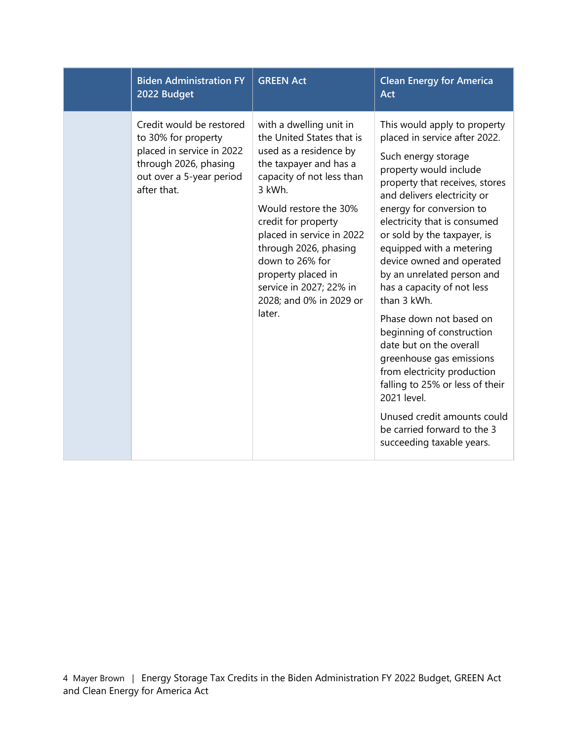| | Biden Administration FY 2022 Budget | GREEN Act | Clean Energy for America Act |
|---|---|---|---|
| | Credit would be restored to 30% for property placed in service in 2022 through 2026, phasing out over a 5-year period after that. | with a dwelling unit in the United States that is used as a residence by the taxpayer and has a capacity of not less than 3 kWh.<br><br>Would restore the 30% credit for property placed in service in 2022 through 2026, phasing down to 26% for property placed in service in 2027; 22% in 2028; and 0% in 2029 or later. | This would apply to property placed in service after 2022.<br><br>Such energy storage property would include property that receives, stores and delivers electricity or energy for conversion to electricity that is consumed or sold by the taxpayer, is equipped with a metering device owned and operated by an unrelated person and has a capacity of not less than 3 kWh.<br><br>Phase down not based on beginning of construction date but on the overall greenhouse gas emissions from electricity production falling to 25% or less of their 2021 level.<br><br>Unused credit amounts could be carried forward to the 3 succeeding taxable years. |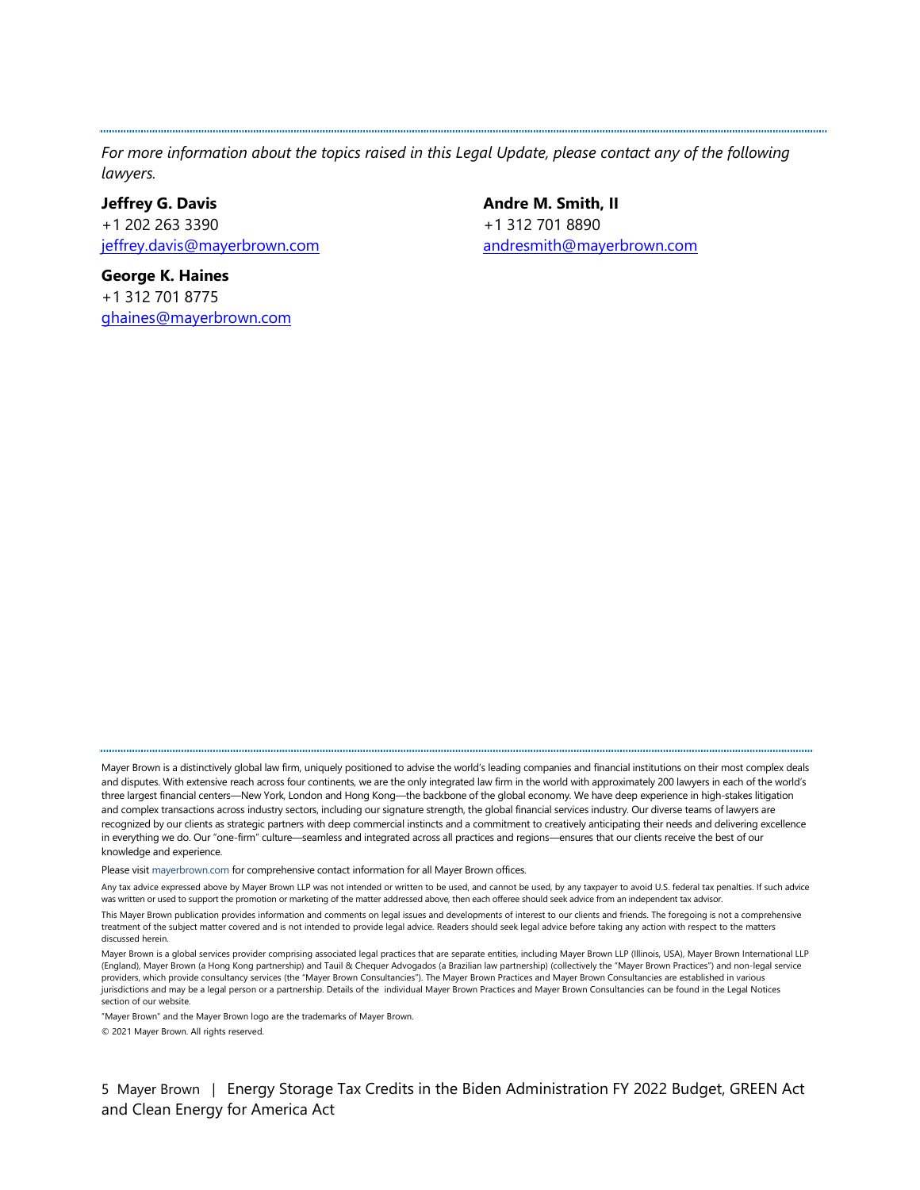*For more information about the topics raised in this Legal Update, please contact any of the following lawyers.*

**Jeffrey G. Davis**
+1 202 263 3390
jeffrey.davis@mayerbrown.com

**George K. Haines**
+1 312 701 8775
ghaines@mayerbrown.com

**Andre M. Smith, II**
+1 312 701 8890
andresmith@mayerbrown.com

Mayer Brown is a distinctively global law firm, uniquely positioned to advise the world's leading companies and financial institutions on their most complex deals and disputes. With extensive reach across four continents, we are the only integrated law firm in the world with approximately 200 lawyers in each of the world's three largest financial centers—New York, London and Hong Kong—the backbone of the global economy. We have deep experience in high-stakes litigation and complex transactions across industry sectors, including our signature strength, the global financial services industry. Our diverse teams of lawyers are recognized by our clients as strategic partners with deep commercial instincts and a commitment to creatively anticipating their needs and delivering excellence in everything we do. Our "one-firm" culture—seamless and integrated across all practices and regions—ensures that our clients receive the best of our knowledge and experience.

Please visit mayerbrown.com for comprehensive contact information for all Mayer Brown offices.

Any tax advice expressed above by Mayer Brown LLP was not intended or written to be used, and cannot be used, by any taxpayer to avoid U.S. federal tax penalties. If such advice was written or used to support the promotion or marketing of the matter addressed above, then each offeree should seek advice from an independent tax advisor.

This Mayer Brown publication provides information and comments on legal issues and developments of interest to our clients and friends. The foregoing is not a comprehensive treatment of the subject matter covered and is not intended to provide legal advice. Readers should seek legal advice before taking any action with respect to the matters discussed herein.

Mayer Brown is a global services provider comprising associated legal practices that are separate entities, including Mayer Brown LLP (Illinois, USA), Mayer Brown International LLP (England), Mayer Brown (a Hong Kong partnership) and Tauil & Chequer Advogados (a Brazilian law partnership) (collectively the "Mayer Brown Practices") and non-legal service providers, which provide consultancy services (the "Mayer Brown Consultancies"). The Mayer Brown Practices and Mayer Brown Consultancies are established in various jurisdictions and may be a legal person or a partnership. Details of the individual Mayer Brown Practices and Mayer Brown Consultancies can be found in the Legal Notices section of our website.

"Mayer Brown" and the Mayer Brown logo are the trademarks of Mayer Brown.

© 2021 Mayer Brown. All rights reserved.